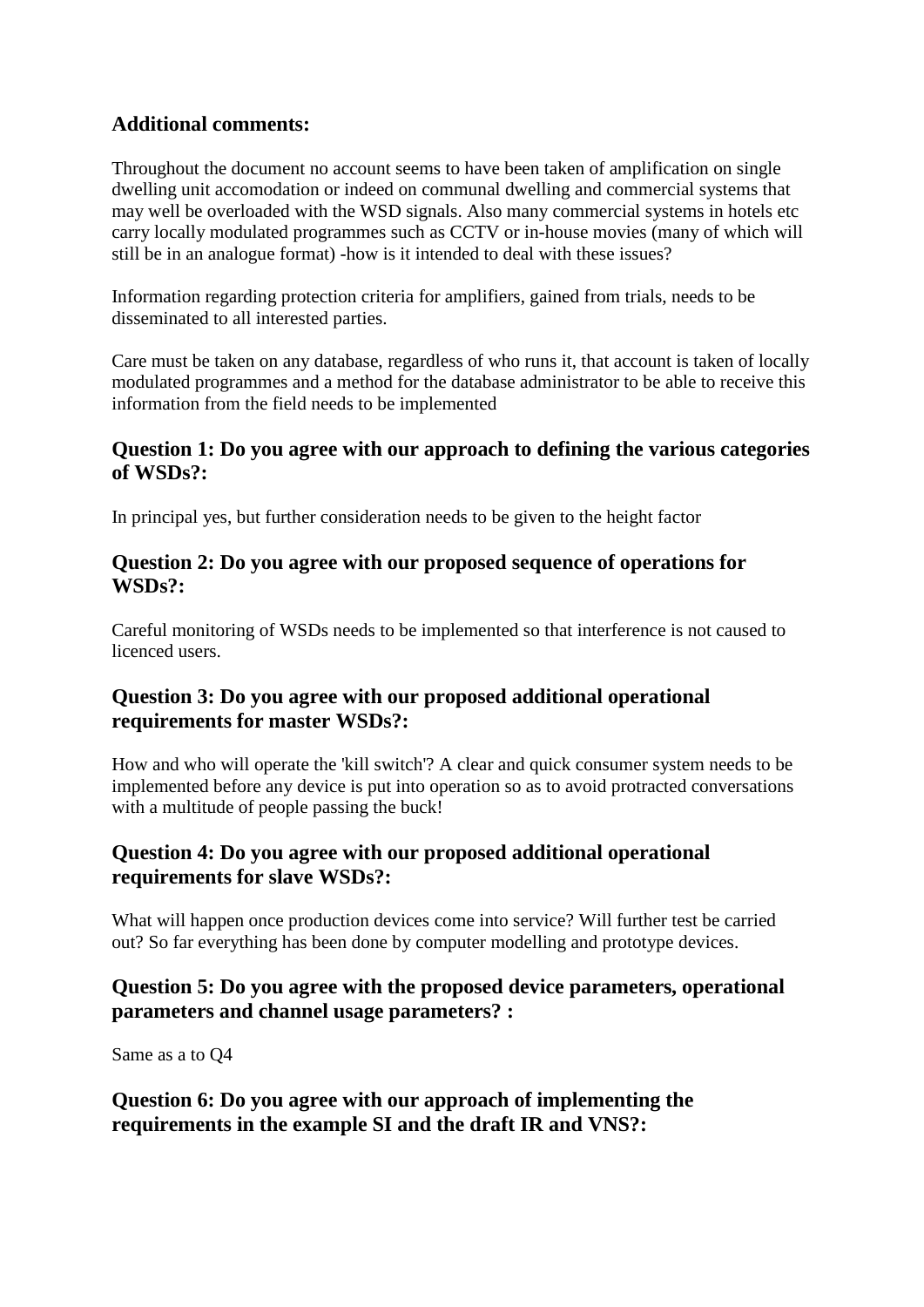### Additional comments:

Throughout the document no account seems to have been taken of amplification on single dwelling unit accomodation or indeed on communal dwelling and commercial systems that may well be overloaded with the WSD signals. Also many commercial systems in hotels etc carry locally modulated programmes such as CCTV or in-house movies (many of which will still be in an analogue format) -how is it intended to deal with these issues?

Information regarding protection criteria for amplifiers, gained from trials, needs to be disseminated to all interested parties.

Care must be taken on any database, regardless of who runs it, that account is taken of locally modulated programmes and a method for the database administrator to be able to receive this information from the field needs to be implemented

### Question 1: Do you agree with our approach to defining the various categories of WSDs?:

In principal yes, but further consideration needs to be given to the height factor

### Question 2: Do you agree with our proposed sequence of operations for WSDs?:

Careful monitoring of WSDs needs to be implemented so that interference is not caused to licenced users.

### Question 3: Do you agree with our proposed additional operational requirements for master WSDs?:

How and who will operate the 'kill switch'? A clear and quick consumer system needs to be implemented before any device is put into operation so as to avoid protracted conversations with a multitude of people passing the buck!

### Question 4: Do you agree with our proposed additional operational requirements for slave WSDs?:

What will happen once production devices come into service? Will further test be carried out? So far everything has been done by computer modelling and prototype devices.

### Question 5: Do you agree with the proposed device parameters, operational parameters and channel usage parameters? :

Same as a to Q4

### Question 6: Do you agree with our approach of implementing the requirements in the example SI and the draft IR and VNS?: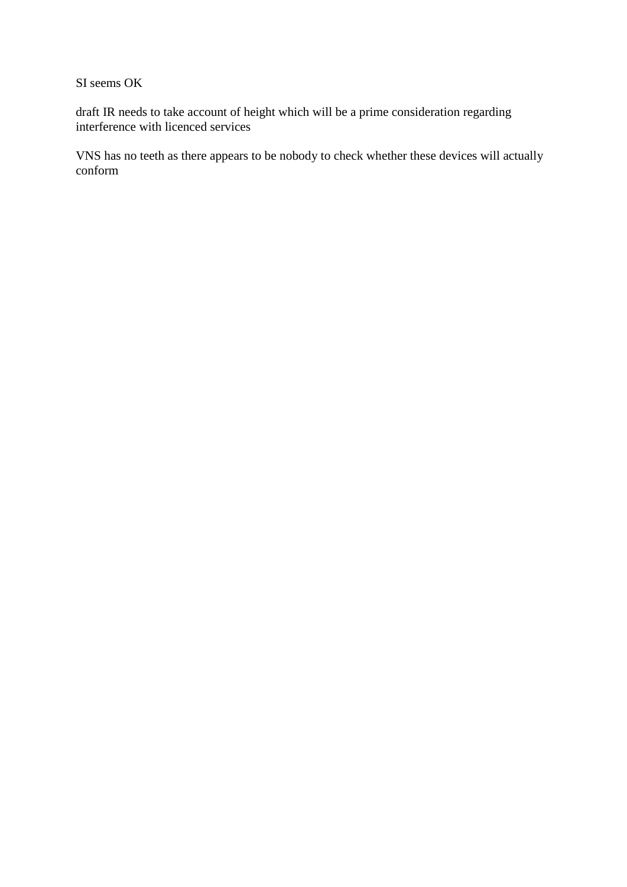SI seems OK

draft IR needs to take account of height which will be a prime consideration regarding interference with licenced services

VNS has no teeth as there appears to be nobody to check whether these devices will actually conform